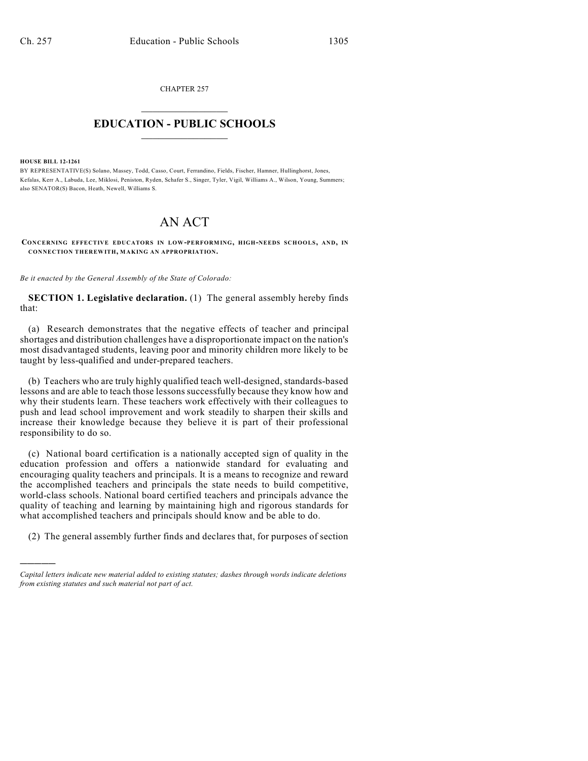CHAPTER 257

# EDUCATION - PUBLIC SCHOOLS

**HOUSE BILL 12-1261**

BY REPRESENTATIVE(S) Solano, Massey, Todd, Casso, Court, Ferrandino, Fields, Fischer, Hamner, Hullinghorst, Jones, Kefalas, Kerr A., Labuda, Lee, Miklosi, Peniston, Ryden, Schafer S., Singer, Tyler, Vigil, Williams A., Wilson, Young, Summers; also SENATOR(S) Bacon, Heath, Newell, Williams S.

# AN ACT

**CONCERNING EFFECTIVE EDUCATORS IN LOW-PERFORMING, HIGH-NEEDS SCHOOLS, AND, IN CONNECTION THEREWITH, MAKING AN APPROPRIATION.**

*Be it enacted by the General Assembly of the State of Colorado:*

**SECTION 1. Legislative declaration.** (1) The general assembly hereby finds that:

(a) Research demonstrates that the negative effects of teacher and principal shortages and distribution challenges have a disproportionate impact on the nation's most disadvantaged students, leaving poor and minority children more likely to be taught by less-qualified and under-prepared teachers.

(b) Teachers who are truly highly qualified teach well-designed, standards-based lessons and are able to teach those lessons successfully because they know how and why their students learn. These teachers work effectively with their colleagues to push and lead school improvement and work steadily to sharpen their skills and increase their knowledge because they believe it is part of their professional responsibility to do so.

(c) National board certification is a nationally accepted sign of quality in the education profession and offers a nationwide standard for evaluating and encouraging quality teachers and principals. It is a means to recognize and reward the accomplished teachers and principals the state needs to build competitive, world-class schools. National board certified teachers and principals advance the quality of teaching and learning by maintaining high and rigorous standards for what accomplished teachers and principals should know and be able to do.

(2) The general assembly further finds and declares that, for purposes of section

*Capital letters indicate new material added to existing statutes; dashes through words indicate deletions from existing statutes and such material not part of act.*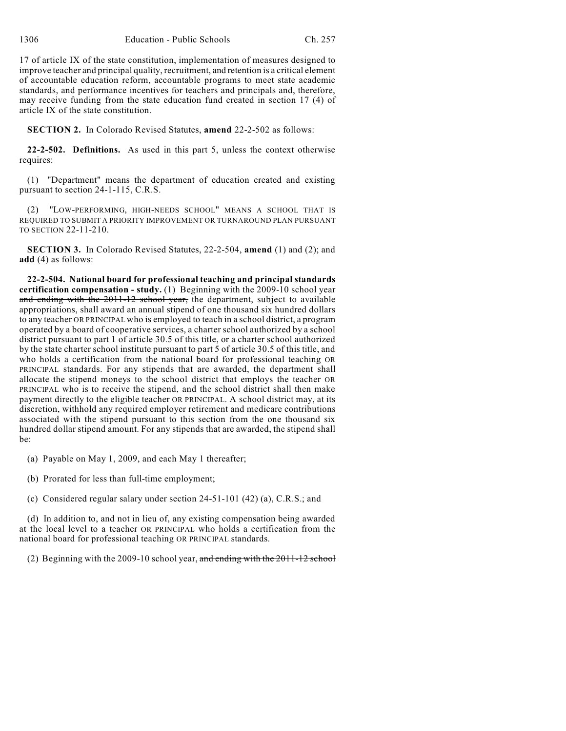17 of article IX of the state constitution, implementation of measures designed to improve teacher and principal quality, recruitment, and retention is a critical element of accountable education reform, accountable programs to meet state academic standards, and performance incentives for teachers and principals and, therefore, may receive funding from the state education fund created in section 17 (4) of article IX of the state constitution.

**SECTION 2.** In Colorado Revised Statutes, **amend** 22-2-502 as follows:

**22-2-502. Definitions.** As used in this part 5, unless the context otherwise requires:

(1) "Department" means the department of education created and existing pursuant to section 24-1-115, C.R.S.

(2) "LOW-PERFORMING, HIGH-NEEDS SCHOOL" MEANS A SCHOOL THAT IS REQUIRED TO SUBMIT A PRIORITY IMPROVEMENT OR TURNAROUND PLAN PURSUANT TO SECTION 22-11-210.

**SECTION 3.** In Colorado Revised Statutes, 22-2-504, **amend** (1) and (2); and **add** (4) as follows:

**22-2-504. National board for professional teaching and principal standards certification compensation - study.** (1) Beginning with the 2009-10 school year ~~and ending with the 2011-12 school year,~~ the department, subject to available appropriations, shall award an annual stipend of one thousand six hundred dollars to any teacher OR PRINCIPAL who is employed ~~to teach~~ in a school district, a program operated by a board of cooperative services, a charter school authorized by a school district pursuant to part 1 of article 30.5 of this title, or a charter school authorized by the state charter school institute pursuant to part 5 of article 30.5 of this title, and who holds a certification from the national board for professional teaching OR PRINCIPAL standards. For any stipends that are awarded, the department shall allocate the stipend moneys to the school district that employs the teacher OR PRINCIPAL who is to receive the stipend, and the school district shall then make payment directly to the eligible teacher OR PRINCIPAL. A school district may, at its discretion, withhold any required employer retirement and medicare contributions associated with the stipend pursuant to this section from the one thousand six hundred dollar stipend amount. For any stipends that are awarded, the stipend shall be:

(a) Payable on May 1, 2009, and each May 1 thereafter;

(b) Prorated for less than full-time employment;

(c) Considered regular salary under section 24-51-101 (42) (a), C.R.S.; and

(d) In addition to, and not in lieu of, any existing compensation being awarded at the local level to a teacher OR PRINCIPAL who holds a certification from the national board for professional teaching OR PRINCIPAL standards.

(2) Beginning with the 2009-10 school year, ~~and ending with the 2011-12 school~~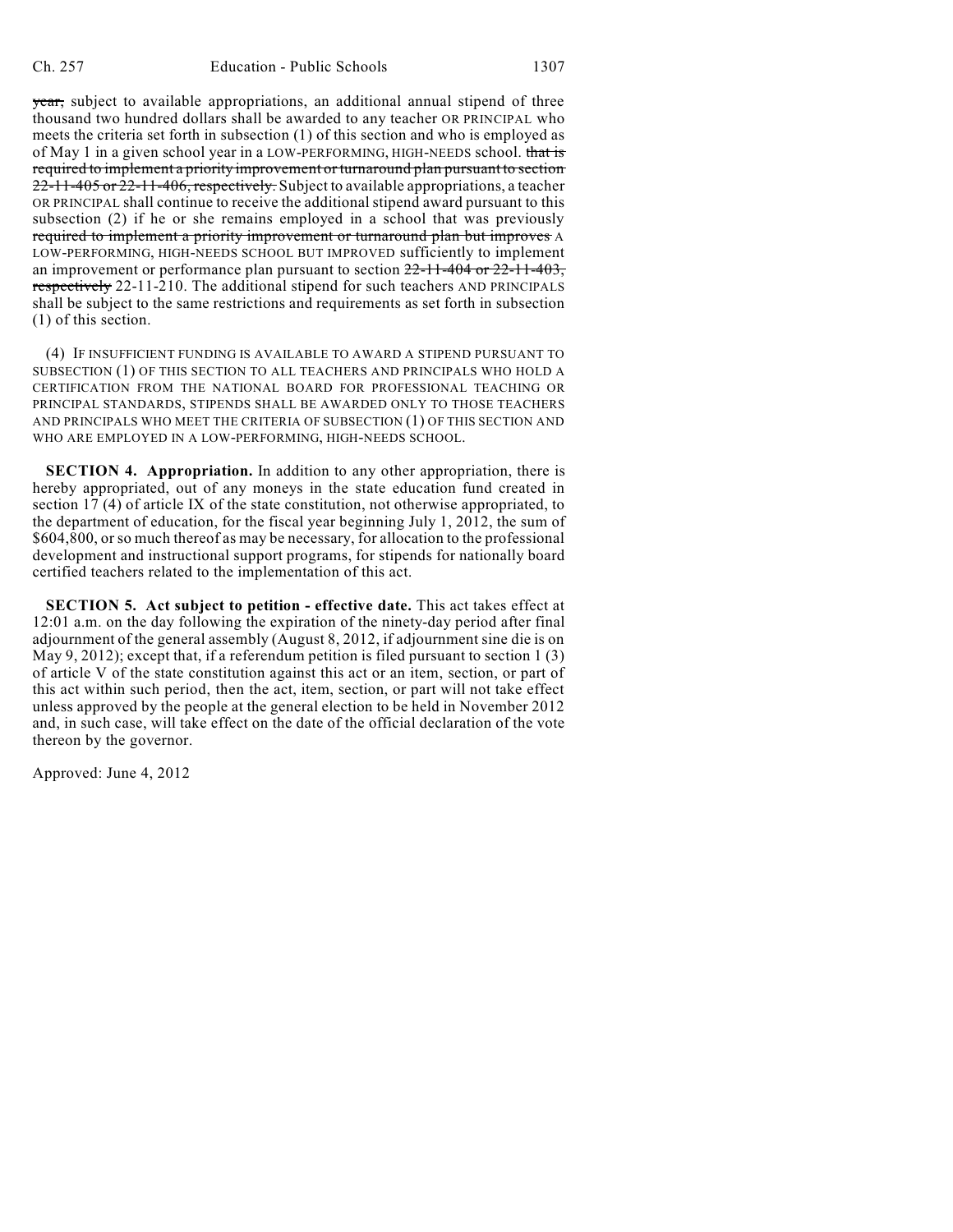~~year,~~ subject to available appropriations, an additional annual stipend of three thousand two hundred dollars shall be awarded to any teacher OR PRINCIPAL who meets the criteria set forth in subsection (1) of this section and who is employed as of May 1 in a given school year in a LOW-PERFORMING, HIGH-NEEDS school. ~~that is required to implement a priority improvement or turnaround plan pursuant to section 22-11-405 or 22-11-406, respectively.~~ Subject to available appropriations, a teacher OR PRINCIPAL shall continue to receive the additional stipend award pursuant to this subsection (2) if he or she remains employed in a school that was previously ~~required to implement a priority improvement or turnaround plan but improves~~ A LOW-PERFORMING, HIGH-NEEDS SCHOOL BUT IMPROVED sufficiently to implement an improvement or performance plan pursuant to section ~~22-11-404 or 22-11-403, respectively~~ 22-11-210. The additional stipend for such teachers AND PRINCIPALS shall be subject to the same restrictions and requirements as set forth in subsection (1) of this section.

(4) IF INSUFFICIENT FUNDING IS AVAILABLE TO AWARD A STIPEND PURSUANT TO SUBSECTION (1) OF THIS SECTION TO ALL TEACHERS AND PRINCIPALS WHO HOLD A CERTIFICATION FROM THE NATIONAL BOARD FOR PROFESSIONAL TEACHING OR PRINCIPAL STANDARDS, STIPENDS SHALL BE AWARDED ONLY TO THOSE TEACHERS AND PRINCIPALS WHO MEET THE CRITERIA OF SUBSECTION (1) OF THIS SECTION AND WHO ARE EMPLOYED IN A LOW-PERFORMING, HIGH-NEEDS SCHOOL.

**SECTION 4. Appropriation.** In addition to any other appropriation, there is hereby appropriated, out of any moneys in the state education fund created in section 17 (4) of article IX of the state constitution, not otherwise appropriated, to the department of education, for the fiscal year beginning July 1, 2012, the sum of $604,800, or so much thereof as may be necessary, for allocation to the professional development and instructional support programs, for stipends for nationally board certified teachers related to the implementation of this act.

**SECTION 5. Act subject to petition - effective date.** This act takes effect at 12:01 a.m. on the day following the expiration of the ninety-day period after final adjournment of the general assembly (August 8, 2012, if adjournment sine die is on May 9, 2012); except that, if a referendum petition is filed pursuant to section 1 (3) of article V of the state constitution against this act or an item, section, or part of this act within such period, then the act, item, section, or part will not take effect unless approved by the people at the general election to be held in November 2012 and, in such case, will take effect on the date of the official declaration of the vote thereon by the governor.

Approved: June 4, 2012